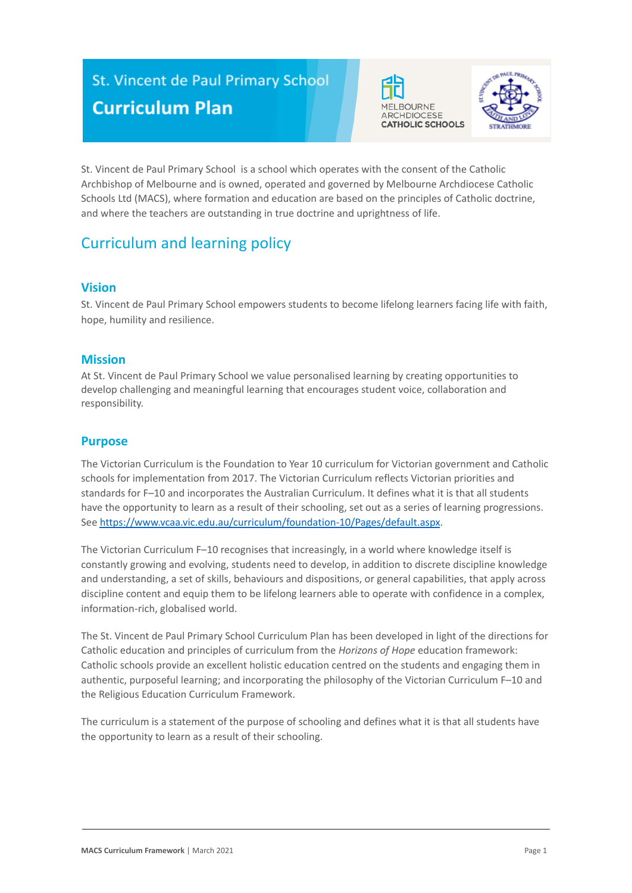# St. Vincent de Paul Primary School
# Curriculum Plan

St. Vincent de Paul Primary School is a school which operates with the consent of the Catholic Archbishop of Melbourne and is owned, operated and governed by Melbourne Archdiocese Catholic Schools Ltd (MACS), where formation and education are based on the principles of Catholic doctrine, and where the teachers are outstanding in true doctrine and uprightness of life.

## Curriculum and learning policy

### Vision

St. Vincent de Paul Primary School empowers students to become lifelong learners facing life with faith, hope, humility and resilience.

### Mission

At St. Vincent de Paul Primary School we value personalised learning by creating opportunities to develop challenging and meaningful learning that encourages student voice, collaboration and responsibility.

### Purpose

The Victorian Curriculum is the Foundation to Year 10 curriculum for Victorian government and Catholic schools for implementation from 2017. The Victorian Curriculum reflects Victorian priorities and standards for F–10 and incorporates the Australian Curriculum. It defines what it is that all students have the opportunity to learn as a result of their schooling, set out as a series of learning progressions. See [https://www.vcaa.vic.edu.au/curriculum/foundation-10/Pages/default.aspx](https://www.vcaa.vic.edu.au/curriculum/foundation-10/Pages/default.aspx).

The Victorian Curriculum F–10 recognises that increasingly, in a world where knowledge itself is constantly growing and evolving, students need to develop, in addition to discrete discipline knowledge and understanding, a set of skills, behaviours and dispositions, or general capabilities, that apply across discipline content and equip them to be lifelong learners able to operate with confidence in a complex, information-rich, globalised world.

The St. Vincent de Paul Primary School Curriculum Plan has been developed in light of the directions for Catholic education and principles of curriculum from the *Horizons of Hope* education framework: Catholic schools provide an excellent holistic education centred on the students and engaging them in authentic, purposeful learning; and incorporating the philosophy of the Victorian Curriculum F–10 and the Religious Education Curriculum Framework.

The curriculum is a statement of the purpose of schooling and defines what it is that all students have the opportunity to learn as a result of their schooling.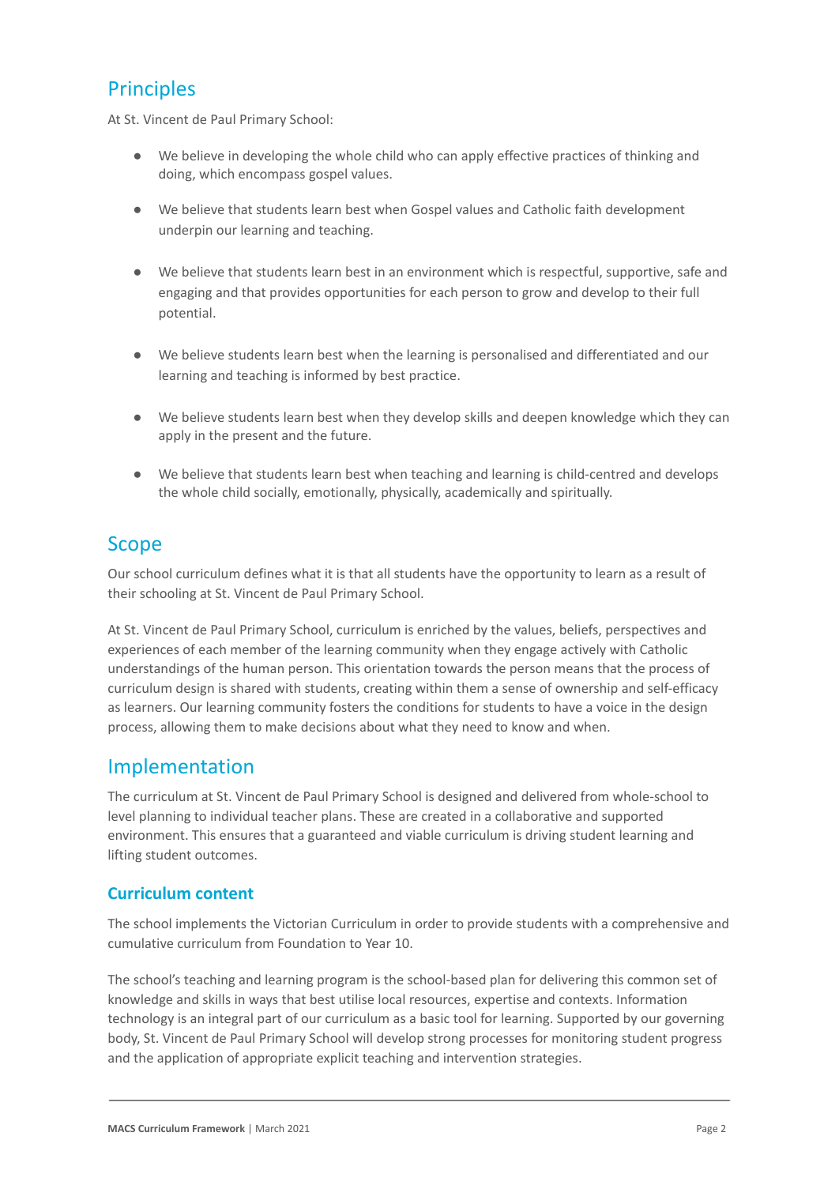## Principles

At St. Vincent de Paul Primary School:

- We believe in developing the whole child who can apply effective practices of thinking and doing, which encompass gospel values.
- We believe that students learn best when Gospel values and Catholic faith development underpin our learning and teaching.
- We believe that students learn best in an environment which is respectful, supportive, safe and engaging and that provides opportunities for each person to grow and develop to their full potential.
- We believe students learn best when the learning is personalised and differentiated and our learning and teaching is informed by best practice.
- We believe students learn best when they develop skills and deepen knowledge which they can apply in the present and the future.
- We believe that students learn best when teaching and learning is child-centred and develops the whole child socially, emotionally, physically, academically and spiritually.

## Scope

Our school curriculum defines what it is that all students have the opportunity to learn as a result of their schooling at St. Vincent de Paul Primary School.

At St. Vincent de Paul Primary School, curriculum is enriched by the values, beliefs, perspectives and experiences of each member of the learning community when they engage actively with Catholic understandings of the human person. This orientation towards the person means that the process of curriculum design is shared with students, creating within them a sense of ownership and self-efficacy as learners. Our learning community fosters the conditions for students to have a voice in the design process, allowing them to make decisions about what they need to know and when.

## Implementation

The curriculum at St. Vincent de Paul Primary School is designed and delivered from whole-school to level planning to individual teacher plans. These are created in a collaborative and supported environment. This ensures that a guaranteed and viable curriculum is driving student learning and lifting student outcomes.

### Curriculum content

The school implements the Victorian Curriculum in order to provide students with a comprehensive and cumulative curriculum from Foundation to Year 10.

The school's teaching and learning program is the school-based plan for delivering this common set of knowledge and skills in ways that best utilise local resources, expertise and contexts. Information technology is an integral part of our curriculum as a basic tool for learning. Supported by our governing body, St. Vincent de Paul Primary School will develop strong processes for monitoring student progress and the application of appropriate explicit teaching and intervention strategies.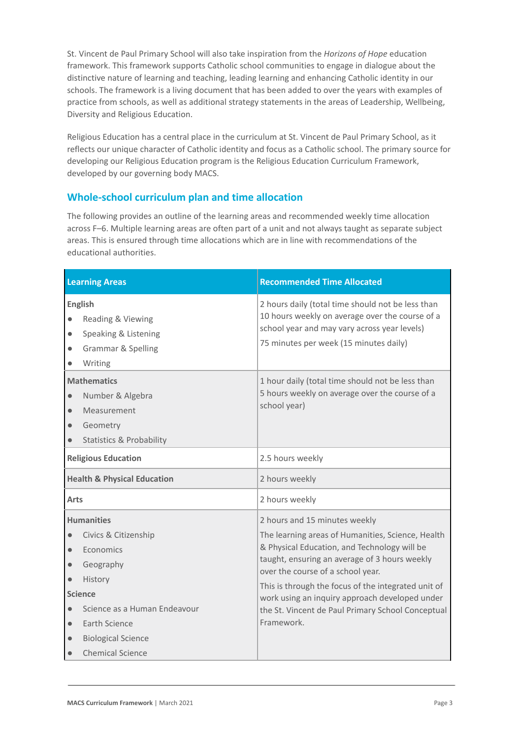St. Vincent de Paul Primary School will also take inspiration from the *Horizons of Hope* education framework. This framework supports Catholic school communities to engage in dialogue about the distinctive nature of learning and teaching, leading learning and enhancing Catholic identity in our schools. The framework is a living document that has been added to over the years with examples of practice from schools, as well as additional strategy statements in the areas of Leadership, Wellbeing, Diversity and Religious Education.

Religious Education has a central place in the curriculum at St. Vincent de Paul Primary School, as it reflects our unique character of Catholic identity and focus as a Catholic school. The primary source for developing our Religious Education program is the Religious Education Curriculum Framework, developed by our governing body MACS.

## Whole-school curriculum plan and time allocation

The following provides an outline of the learning areas and recommended weekly time allocation across F–6. Multiple learning areas are often part of a unit and not always taught as separate subject areas. This is ensured through time allocations which are in line with recommendations of the educational authorities.

| Learning Areas | Recommended Time Allocated |
|---|---|
| **English**<br>• Reading & Viewing<br>• Speaking & Listening<br>• Grammar & Spelling<br>• Writing | 2 hours daily (total time should not be less than 10 hours weekly on average over the course of a school year and may vary across year levels)<br>75 minutes per week (15 minutes daily) |
| **Mathematics**<br>• Number & Algebra<br>• Measurement<br>• Geometry<br>• Statistics & Probability | 1 hour daily (total time should not be less than 5 hours weekly on average over the course of a school year) |
| **Religious Education** | 2.5 hours weekly |
| **Health & Physical Education** | 2 hours weekly |
| **Arts** | 2 hours weekly |
| **Humanities**<br>• Civics & Citizenship<br>• Economics<br>• Geography<br>• History<br>**Science**<br>• Science as a Human Endeavour<br>• Earth Science<br>• Biological Science<br>• Chemical Science | 2 hours and 15 minutes weekly<br>The learning areas of Humanities, Science, Health & Physical Education, and Technology will be taught, ensuring an average of 3 hours weekly over the course of a school year.<br>This is through the focus of the integrated unit of work using an inquiry approach developed under the St. Vincent de Paul Primary School Conceptual Framework. |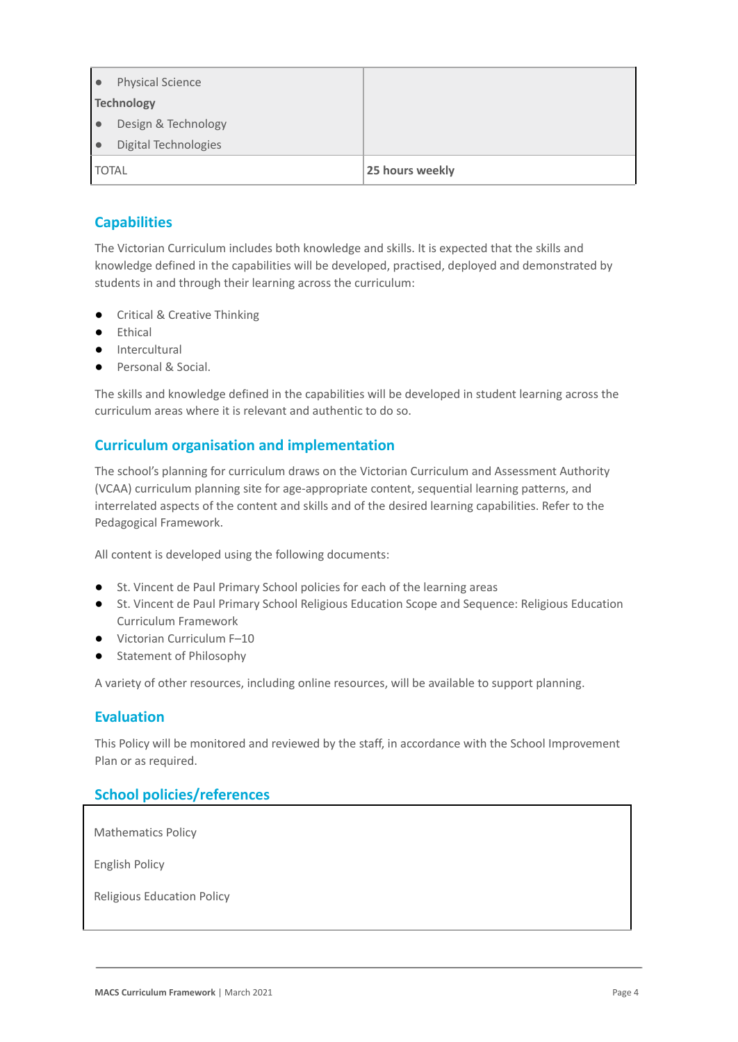| | |
|---|---|
| ● Physical Science<br>**Technology**<br>● Design & Technology<br>● Digital Technologies | |
| TOTAL | **25 hours weekly** |

## Capabilities

The Victorian Curriculum includes both knowledge and skills. It is expected that the skills and knowledge defined in the capabilities will be developed, practised, deployed and demonstrated by students in and through their learning across the curriculum:

- Critical & Creative Thinking
- Ethical
- Intercultural
- Personal & Social.

The skills and knowledge defined in the capabilities will be developed in student learning across the curriculum areas where it is relevant and authentic to do so.

## Curriculum organisation and implementation

The school's planning for curriculum draws on the Victorian Curriculum and Assessment Authority (VCAA) curriculum planning site for age-appropriate content, sequential learning patterns, and interrelated aspects of the content and skills and of the desired learning capabilities. Refer to the Pedagogical Framework.

All content is developed using the following documents:

- St. Vincent de Paul Primary School policies for each of the learning areas
- St. Vincent de Paul Primary School Religious Education Scope and Sequence: Religious Education Curriculum Framework
- Victorian Curriculum F–10
- Statement of Philosophy

A variety of other resources, including online resources, will be available to support planning.

## Evaluation

This Policy will be monitored and reviewed by the staff, in accordance with the School Improvement Plan or as required.

## School policies/references

| |
|---|
| Mathematics Policy<br><br>English Policy<br><br>Religious Education Policy |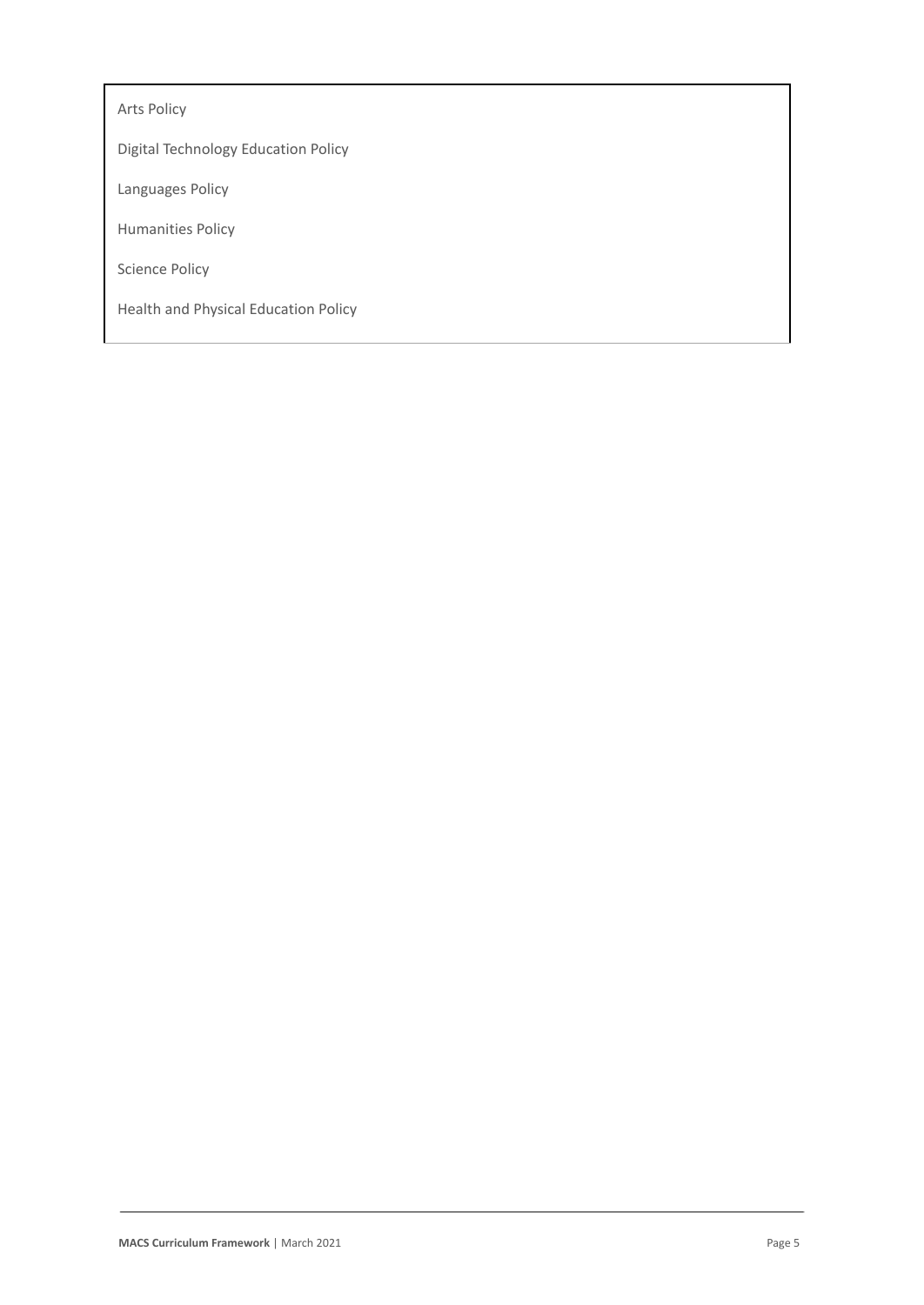Arts Policy

Digital Technology Education Policy

Languages Policy

Humanities Policy

Science Policy

Health and Physical Education Policy